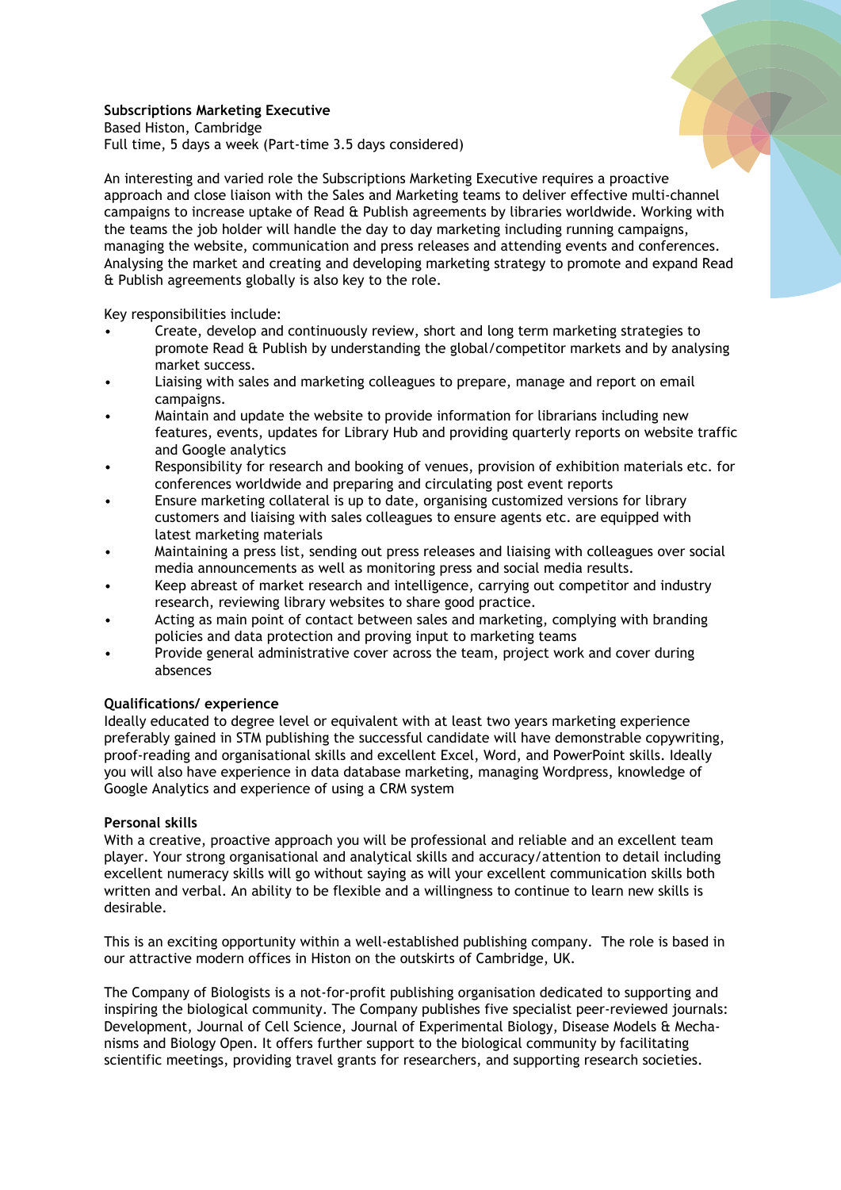**Subscriptions Marketing Executive**
Based Histon, Cambridge
Full time, 5 days a week (Part-time 3.5 days considered)

An interesting and varied role the Subscriptions Marketing Executive requires a proactive approach and close liaison with the Sales and Marketing teams to deliver effective multi-channel campaigns to increase uptake of Read & Publish agreements by libraries worldwide. Working with the teams the job holder will handle the day to day marketing including running campaigns, managing the website, communication and press releases and attending events and conferences. Analysing the market and creating and developing marketing strategy to promote and expand Read & Publish agreements globally is also key to the role.

Key responsibilities include:

- Create, develop and continuously review, short and long term marketing strategies to promote Read & Publish by understanding the global/competitor markets and by analysing market success.
- Liaising with sales and marketing colleagues to prepare, manage and report on email campaigns.
- Maintain and update the website to provide information for librarians including new features, events, updates for Library Hub and providing quarterly reports on website traffic and Google analytics
- Responsibility for research and booking of venues, provision of exhibition materials etc. for conferences worldwide and preparing and circulating post event reports
- Ensure marketing collateral is up to date, organising customized versions for library customers and liaising with sales colleagues to ensure agents etc. are equipped with latest marketing materials
- Maintaining a press list, sending out press releases and liaising with colleagues over social media announcements as well as monitoring press and social media results.
- Keep abreast of market research and intelligence, carrying out competitor and industry research, reviewing library websites to share good practice.
- Acting as main point of contact between sales and marketing, complying with branding policies and data protection and proving input to marketing teams
- Provide general administrative cover across the team, project work and cover during absences

**Qualifications/ experience**
Ideally educated to degree level or equivalent with at least two years marketing experience preferably gained in STM publishing the successful candidate will have demonstrable copywriting, proof-reading and organisational skills and excellent Excel, Word, and PowerPoint skills. Ideally you will also have experience in data database marketing, managing Wordpress, knowledge of Google Analytics and experience of using a CRM system

**Personal skills**
With a creative, proactive approach you will be professional and reliable and an excellent team player. Your strong organisational and analytical skills and accuracy/attention to detail including excellent numeracy skills will go without saying as will your excellent communication skills both written and verbal. An ability to be flexible and a willingness to continue to learn new skills is desirable.

This is an exciting opportunity within a well-established publishing company. The role is based in our attractive modern offices in Histon on the outskirts of Cambridge, UK.

The Company of Biologists is a not-for-profit publishing organisation dedicated to supporting and inspiring the biological community. The Company publishes five specialist peer-reviewed journals: Development, Journal of Cell Science, Journal of Experimental Biology, Disease Models & Mechanisms and Biology Open. It offers further support to the biological community by facilitating scientific meetings, providing travel grants for researchers, and supporting research societies.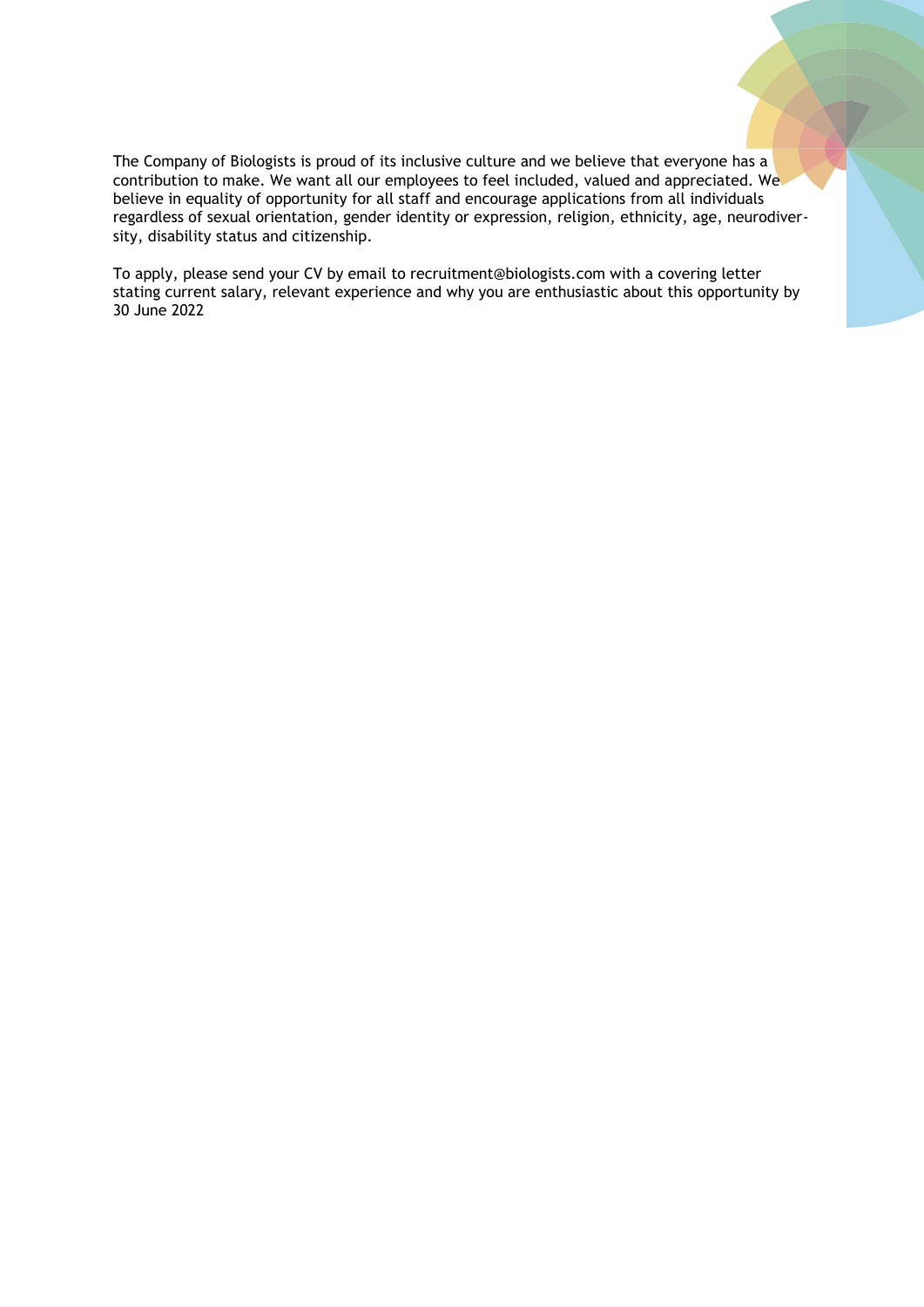The Company of Biologists is proud of its inclusive culture and we believe that everyone has a contribution to make. We want all our employees to feel included, valued and appreciated. We believe in equality of opportunity for all staff and encourage applications from all individuals regardless of sexual orientation, gender identity or expression, religion, ethnicity, age, neurodiversity, disability status and citizenship.

To apply, please send your CV by email to recruitment@biologists.com with a covering letter stating current salary, relevant experience and why you are enthusiastic about this opportunity by 30 June 2022